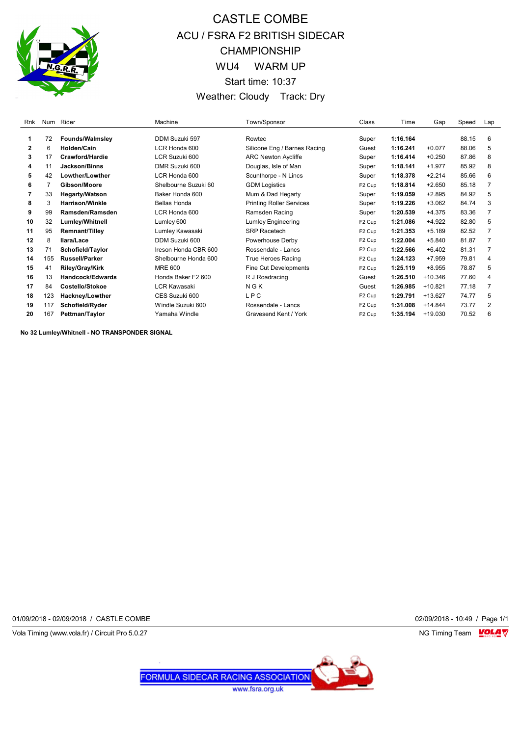# CASTLE COMBE

## ACU / FSRA F2 BRITISH SIDECAR CHAMPIONSHIP

## WU4 WARM UP

Start time: 10:37

Weather: Cloudy Track: Dry

| Rnk | Num | Rider | Machine | Town/Sponsor | Class | Time | Gap | Speed | Lap |
|---|---|---|---|---|---|---|---|---|---|
| 1 | 72 | **Founds/Walmsley** | DDM Suzuki 597 | Rowtec | Super | **1:16.164** | | 88.15 | 6 |
| 2 | 6 | **Holden/Cain** | LCR Honda 600 | Silicone Eng / Barnes Racing | Guest | **1:16.241** | +0.077 | 88.06 | 5 |
| 3 | 17 | **Crawford/Hardie** | LCR Suzuki 600 | ARC Newton Aycliffe | Super | **1:16.414** | +0.250 | 87.86 | 8 |
| 4 | 11 | **Jackson/Binns** | DMR Suzuki 600 | Douglas, Isle of Man | Super | **1:18.141** | +1.977 | 85.92 | 8 |
| 5 | 42 | **Lowther/Lowther** | LCR Honda 600 | Scunthorpe - N Lincs | Super | **1:18.378** | +2.214 | 85.66 | 6 |
| 6 | 7 | **Gibson/Moore** | Shelbourne Suzuki 60 | GDM Logistics | F2 Cup | **1:18.814** | +2.650 | 85.18 | 7 |
| 7 | 33 | **Hegarty/Watson** | Baker Honda 600 | Mum & Dad Hegarty | Super | **1:19.059** | +2.895 | 84.92 | 5 |
| 8 | 3 | **Harrison/Winkle** | Bellas Honda | Printing Roller Services | Super | **1:19.226** | +3.062 | 84.74 | 3 |
| 9 | 99 | **Ramsden/Ramsden** | LCR Honda 600 | Ramsden Racing | Super | **1:20.539** | +4.375 | 83.36 | 7 |
| 10 | 32 | **Lumley/Whitnell** | Lumley 600 | Lumley Engineering | F2 Cup | **1:21.086** | +4.922 | 82.80 | 5 |
| 11 | 95 | **Remnant/Tilley** | Lumley Kawasaki | SRP Racetech | F2 Cup | **1:21.353** | +5.189 | 82.52 | 7 |
| 12 | 8 | **Ilara/Lace** | DDM Suzuki 600 | Powerhouse Derby | F2 Cup | **1:22.004** | +5.840 | 81.87 | 7 |
| 13 | 71 | **Schofield/Taylor** | Ireson Honda CBR 600 | Rossendale - Lancs | F2 Cup | **1:22.566** | +6.402 | 81.31 | 7 |
| 14 | 155 | **Russell/Parker** | Shelbourne Honda 600 | True Heroes Racing | F2 Cup | **1:24.123** | +7.959 | 79.81 | 4 |
| 15 | 41 | **Riley/Gray/Kirk** | MRE 600 | Fine Cut Developments | F2 Cup | **1:25.119** | +8.955 | 78.87 | 5 |
| 16 | 13 | **Handcock/Edwards** | Honda Baker F2 600 | R J Roadracing | Guest | **1:26.510** | +10.346 | 77.60 | 4 |
| 17 | 84 | **Costello/Stokoe** | LCR Kawasaki | N G K | Guest | **1:26.985** | +10.821 | 77.18 | 7 |
| 18 | 123 | **Hackney/Lowther** | CES Suzuki 600 | L P C | F2 Cup | **1:29.791** | +13.627 | 74.77 | 5 |
| 19 | 117 | **Schofield/Ryder** | Windle Suzuki 600 | Rossendale - Lancs | F2 Cup | **1:31.008** | +14.844 | 73.77 | 2 |
| 20 | 167 | **Pettman/Taylor** | Yamaha Windle | Gravesend Kent / York | F2 Cup | **1:35.194** | +19.030 | 70.52 | 6 |

**No 32 Lumley/Whitnell - NO TRANSPONDER SIGNAL**

01/09/2018 - 02/09/2018 / CASTLE COMBE    02/09/2018 - 10:49

Vola Timing (www.vola.fr) / Circuit Pro 5.0.27    NG Timing Team

FORMULA SIDECAR RACING ASSOCIATION www.fsra.org.uk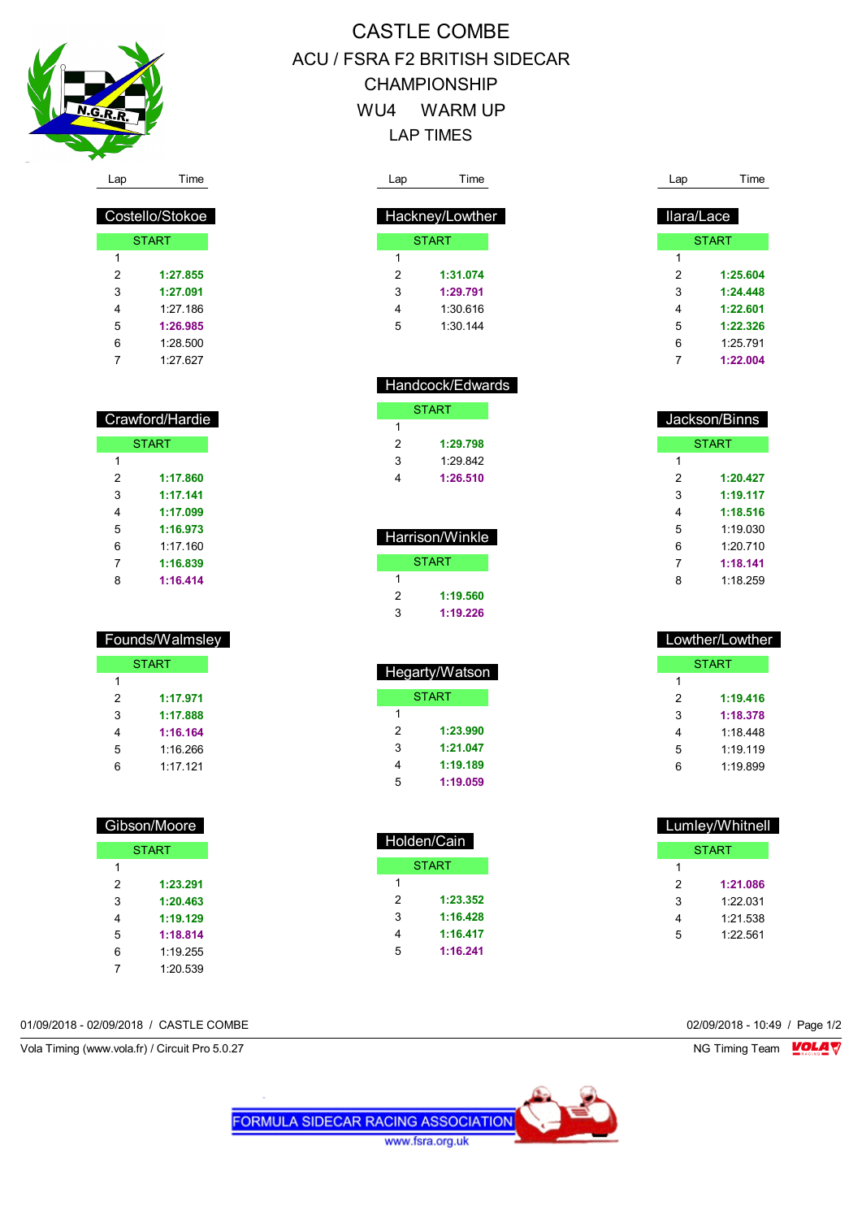# CASTLE COMBE

## ACU / FSRA F2 BRITISH SIDECAR CHAMPIONSHIP

## WU4 WARM UP

## LAP TIMES

### Costello/Stokoe

| Lap | Time |
|---|---|
| START | |
| 1 | |
| 2 | **1:27.855** |
| 3 | **1:27.091** |
| 4 | 1:27.186 |
| 5 | **1:26.985** |
| 6 | 1:28.500 |
| 7 | 1:27.627 |

### Crawford/Hardie

| Lap | Time |
|---|---|
| START | |
| 1 | |
| 2 | **1:17.860** |
| 3 | **1:17.141** |
| 4 | **1:17.099** |
| 5 | **1:16.973** |
| 6 | 1:17.160 |
| 7 | **1:16.839** |
| 8 | **1:16.414** |

### Founds/Walmsley

| Lap | Time |
|---|---|
| START | |
| 1 | |
| 2 | **1:17.971** |
| 3 | **1:17.888** |
| 4 | **1:16.164** |
| 5 | 1:16.266 |
| 6 | 1:17.121 |

### Gibson/Moore

| Lap | Time |
|---|---|
| START | |
| 1 | |
| 2 | **1:23.291** |
| 3 | **1:20.463** |
| 4 | **1:19.129** |
| 5 | **1:18.814** |
| 6 | 1:19.255 |
| 7 | 1:20.539 |

### Hackney/Lowther

| Lap | Time |
|---|---|
| START | |
| 1 | |
| 2 | **1:31.074** |
| 3 | **1:29.791** |
| 4 | 1:30.616 |
| 5 | 1:30.144 |

### Handcock/Edwards

| Lap | Time |
|---|---|
| START | |
| 1 | |
| 2 | **1:29.798** |
| 3 | 1:29.842 |
| 4 | **1:26.510** |

### Harrison/Winkle

| Lap | Time |
|---|---|
| START | |
| 1 | |
| 2 | **1:19.560** |
| 3 | **1:19.226** |

### Hegarty/Watson

| Lap | Time |
|---|---|
| START | |
| 1 | |
| 2 | **1:23.990** |
| 3 | **1:21.047** |
| 4 | **1:19.189** |
| 5 | **1:19.059** |

### Holden/Cain

| Lap | Time |
|---|---|
| START | |
| 1 | |
| 2 | **1:23.352** |
| 3 | **1:16.428** |
| 4 | **1:16.417** |
| 5 | **1:16.241** |

### Ilara/Lace

| Lap | Time |
|---|---|
| START | |
| 1 | |
| 2 | **1:25.604** |
| 3 | **1:24.448** |
| 4 | **1:22.601** |
| 5 | **1:22.326** |
| 6 | 1:25.791 |
| 7 | **1:22.004** |

### Jackson/Binns

| Lap | Time |
|---|---|
| START | |
| 1 | |
| 2 | **1:20.427** |
| 3 | **1:19.117** |
| 4 | **1:18.516** |
| 5 | 1:19.030 |
| 6 | 1:20.710 |
| 7 | **1:18.141** |
| 8 | 1:18.259 |

### Lowther/Lowther

| Lap | Time |
|---|---|
| START | |
| 1 | |
| 2 | **1:19.416** |
| 3 | **1:18.378** |
| 4 | 1:18.448 |
| 5 | 1:19.119 |
| 6 | 1:19.899 |

### Lumley/Whitnell

| Lap | Time |
|---|---|
| START | |
| 1 | |
| 2 | **1:21.086** |
| 3 | 1:22.031 |
| 4 | 1:21.538 |
| 5 | 1:22.561 |

01/09/2018 - 02/09/2018 / CASTLE COMBE — 02/09/2018 - 10:49 / Page 1/2

Vola Timing (www.vola.fr) / Circuit Pro 5.0.27 — NG Timing Team

FORMULA SIDECAR RACING ASSOCIATION
www.fsra.org.uk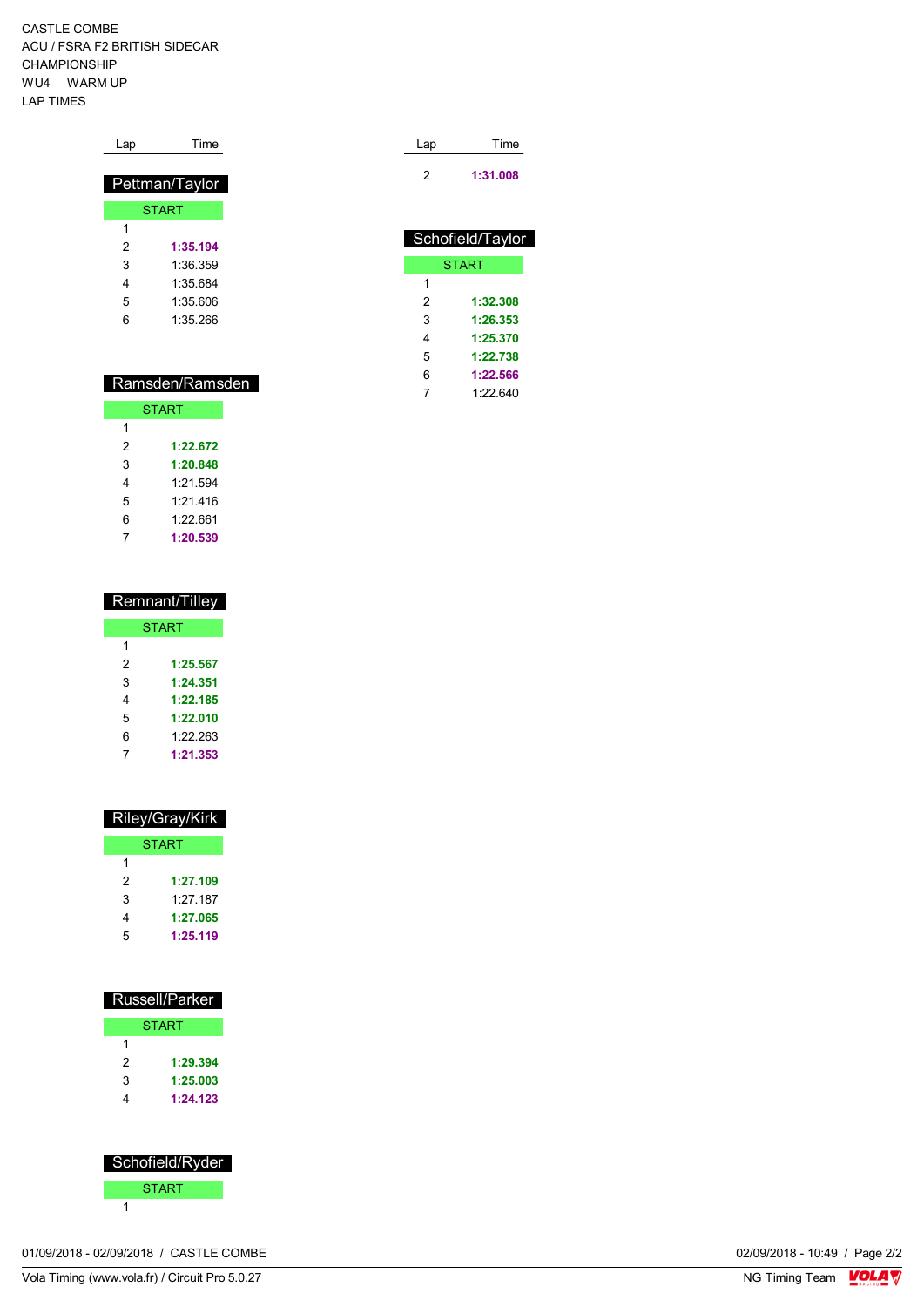CASTLE COMBE
ACU / FSRA F2 BRITISH SIDECAR CHAMPIONSHIP
WU4 WARM UP
LAP TIMES

### Pettman/Taylor

| Lap | Time |
|---|---|
| START | |
| 1 | |
| 2 | **1:35.194** |
| 3 | 1:36.359 |
| 4 | 1:35.684 |
| 5 | 1:35.606 |
| 6 | 1:35.266 |

### Ramsden/Ramsden

| Lap | Time |
|---|---|
| START | |
| 1 | |
| 2 | **1:22.672** |
| 3 | **1:20.848** |
| 4 | 1:21.594 |
| 5 | 1:21.416 |
| 6 | 1:22.661 |
| 7 | **1:20.539** |

### Remnant/Tilley

| Lap | Time |
|---|---|
| START | |
| 1 | |
| 2 | **1:25.567** |
| 3 | **1:24.351** |
| 4 | **1:22.185** |
| 5 | **1:22.010** |
| 6 | 1:22.263 |
| 7 | **1:21.353** |

### Riley/Gray/Kirk

| Lap | Time |
|---|---|
| START | |
| 1 | |
| 2 | **1:27.109** |
| 3 | 1:27.187 |
| 4 | **1:27.065** |
| 5 | **1:25.119** |

### Russell/Parker

| Lap | Time |
|---|---|
| START | |
| 1 | |
| 2 | **1:29.394** |
| 3 | **1:25.003** |
| 4 | **1:24.123** |

### Schofield/Ryder

| Lap | Time |
|---|---|
| START | |
| 1 | |
| 2 | **1:31.008** |

### Schofield/Taylor

| Lap | Time |
|---|---|
| START | |
| 1 | |
| 2 | **1:32.308** |
| 3 | **1:26.353** |
| 4 | **1:25.370** |
| 5 | **1:22.738** |
| 6 | **1:22.566** |
| 7 | 1:22.640 |

01/09/2018 - 02/09/2018 / CASTLE COMBE
02/09/2018 - 10:49
Vola Timing (www.vola.fr) / Circuit Pro 5.0.27
NG Timing Team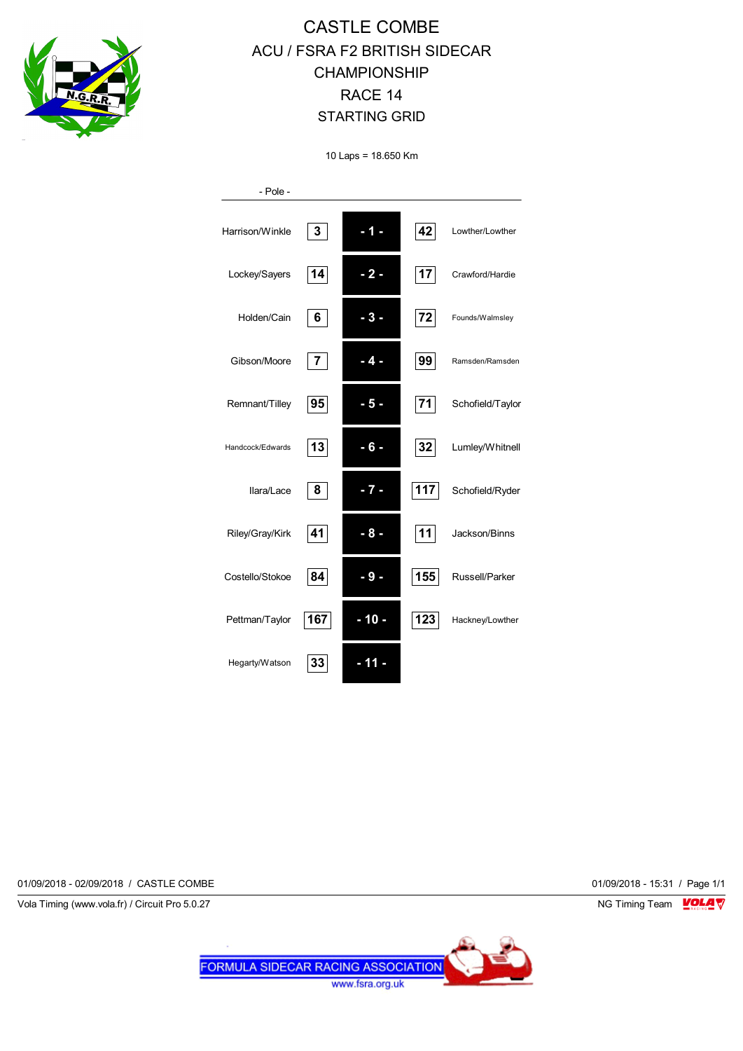# CASTLE COMBE

## ACU / FSRA F2 BRITISH SIDECAR CHAMPIONSHIP

## RACE 14

## STARTING GRID

10 Laps = 18.650 Km

- Pole -

| | | | | |
|---|---|---|---|---|
| Harrison/Winkle | 3 | - 1 - | 42 | Lowther/Lowther |
| Lockey/Sayers | 14 | - 2 - | 17 | Crawford/Hardie |
| Holden/Cain | 6 | - 3 - | 72 | Founds/Walmsley |
| Gibson/Moore | 7 | - 4 - | 99 | Ramsden/Ramsden |
| Remnant/Tilley | 95 | - 5 - | 71 | Schofield/Taylor |
| Handcock/Edwards | 13 | - 6 - | 32 | Lumley/Whitnell |
| Ilara/Lace | 8 | - 7 - | 117 | Schofield/Ryder |
| Riley/Gray/Kirk | 41 | - 8 - | 11 | Jackson/Binns |
| Costello/Stokoe | 84 | - 9 - | 155 | Russell/Parker |
| Pettman/Taylor | 167 | - 10 - | 123 | Hackney/Lowther |
| Hegarty/Watson | 33 | - 11 - | | |

01/09/2018 - 02/09/2018 / CASTLE COMBE

01/09/2018 - 15:31

Vola Timing (www.vola.fr) / Circuit Pro 5.0.27

NG Timing Team

FORMULA SIDECAR RACING ASSOCIATION

www.fsra.org.uk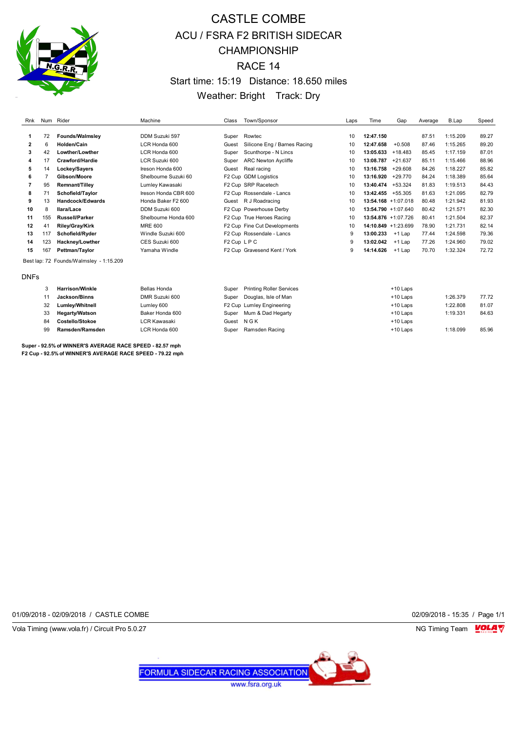# CASTLE COMBE

## ACU / FSRA F2 BRITISH SIDECAR CHAMPIONSHIP

## RACE 14

Start time: 15:19 Distance: 18.650 miles

Weather: Bright Track: Dry

| Rnk | Num | Rider | Machine | Class | Town/Sponsor | Laps | Time | Gap | Average | B.Lap | Speed |
|---|---|---|---|---|---|---|---|---|---|---|---|
| 1 | 72 | **Founds/Walmsley** | DDM Suzuki 597 | Super | Rowtec | 10 | **12:47.150** | | 87.51 | 1:15.209 | 89.27 |
| 2 | 6 | **Holden/Cain** | LCR Honda 600 | Guest | Silicone Eng / Barnes Racing | 10 | **12:47.658** | +0.508 | 87.46 | 1:15.265 | 89.20 |
| 3 | 42 | **Lowther/Lowther** | LCR Honda 600 | Super | Scunthorpe - N Lincs | 10 | **13:05.633** | +18.483 | 85.45 | 1:17.159 | 87.01 |
| 4 | 17 | **Crawford/Hardie** | LCR Suzuki 600 | Super | ARC Newton Aycliffe | 10 | **13:08.787** | +21.637 | 85.11 | 1:15.466 | 88.96 |
| 5 | 14 | **Lockey/Sayers** | Ireson Honda 600 | Guest | Real racing | 10 | **13:16.758** | +29.608 | 84.26 | 1:18.227 | 85.82 |
| 6 | 7 | **Gibson/Moore** | Shelbourne Suzuki 60 | F2 Cup | GDM Logistics | 10 | **13:16.920** | +29.770 | 84.24 | 1:18.389 | 85.64 |
| 7 | 95 | **Remnant/Tilley** | Lumley Kawasaki | F2 Cup | SRP Racetech | 10 | **13:40.474** | +53.324 | 81.83 | 1:19.513 | 84.43 |
| 8 | 71 | **Schofield/Taylor** | Ireson Honda CBR 600 | F2 Cup | Rossendale - Lancs | 10 | **13:42.455** | +55.305 | 81.63 | 1:21.095 | 82.79 |
| 9 | 13 | **Handcock/Edwards** | Honda Baker F2 600 | Guest | R J Roadracing | 10 | **13:54.168** | +1:07.018 | 80.48 | 1:21.942 | 81.93 |
| 10 | 8 | **Ilara/Lace** | DDM Suzuki 600 | F2 Cup | Powerhouse Derby | 10 | **13:54.790** | +1:07.640 | 80.42 | 1:21.571 | 82.30 |
| 11 | 155 | **Russell/Parker** | Shelbourne Honda 600 | F2 Cup | True Heroes Racing | 10 | **13:54.876** | +1:07.726 | 80.41 | 1:21.504 | 82.37 |
| 12 | 41 | **Riley/Gray/Kirk** | MRE 600 | F2 Cup | Fine Cut Developments | 10 | **14:10.849** | +1:23.699 | 78.90 | 1:21.731 | 82.14 |
| 13 | 117 | **Schofield/Ryder** | Windle Suzuki 600 | F2 Cup | Rossendale - Lancs | 9 | **13:00.233** | +1 Lap | 77.44 | 1:24.598 | 79.36 |
| 14 | 123 | **Hackney/Lowther** | CES Suzuki 600 | F2 Cup | L P C | 9 | **13:02.042** | +1 Lap | 77.26 | 1:24.960 | 79.02 |
| 15 | 167 | **Pettman/Taylor** | Yamaha Windle | F2 Cup | Gravesend Kent / York | 9 | **14:14.626** | +1 Lap | 70.70 | 1:32.324 | 72.72 |

Best lap: 72 Founds/Walmsley - 1:15.209

DNFs

| Rnk | Num | Rider | Machine | Class | Town/Sponsor | Laps | Time | Gap | Average | B.Lap | Speed |
|---|---|---|---|---|---|---|---|---|---|---|---|
| | 3 | **Harrison/Winkle** | Bellas Honda | Super | Printing Roller Services | | | +10 Laps | | | |
| | 11 | **Jackson/Binns** | DMR Suzuki 600 | Super | Douglas, Isle of Man | | | +10 Laps | | 1:26.379 | 77.72 |
| | 32 | **Lumley/Whitnell** | Lumley 600 | F2 Cup | Lumley Engineering | | | +10 Laps | | 1:22.808 | 81.07 |
| | 33 | **Hegarty/Watson** | Baker Honda 600 | Super | Mum & Dad Hegarty | | | +10 Laps | | 1:19.331 | 84.63 |
| | 84 | **Costello/Stokoe** | LCR Kawasaki | Guest | N G K | | | +10 Laps | | | |
| | 99 | **Ramsden/Ramsden** | LCR Honda 600 | Super | Ramsden Racing | | | +10 Laps | | 1:18.099 | 85.96 |

**Super - 92.5% of WINNER'S AVERAGE RACE SPEED - 82.57 mph**
**F2 Cup - 92.5% of WINNER'S AVERAGE RACE SPEED - 79.22 mph**

01/09/2018 - 02/09/2018 / CASTLE COMBE

02/09/2018 - 15:35

Vola Timing (www.vola.fr) / Circuit Pro 5.0.27

NG Timing Team

FORMULA SIDECAR RACING ASSOCIATION
www.fsra.org.uk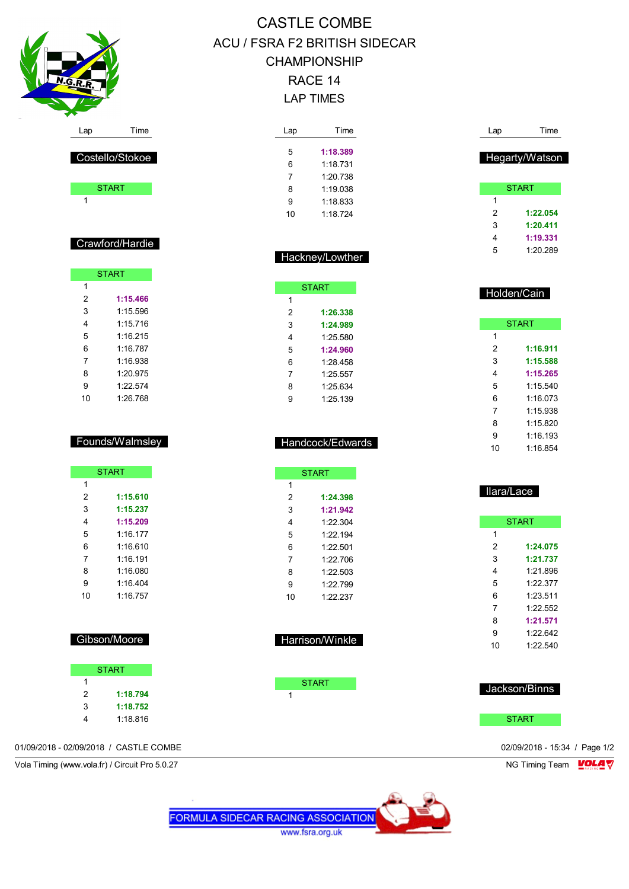# CASTLE COMBE

## ACU / FSRA F2 BRITISH SIDECAR CHAMPIONSHIP

## RACE 14

## LAP TIMES

### Costello/Stokoe

| Lap | Time |
|---|---|
| START | |
| 1 | |
| 5 | **1:18.389** |
| 6 | 1:18.731 |
| 7 | 1:20.738 |
| 8 | 1:19.038 |
| 9 | 1:18.833 |
| 10 | 1:18.724 |

### Crawford/Hardie

| Lap | Time |
|---|---|
| START | |
| 1 | |
| 2 | **1:15.466** |
| 3 | 1:15.596 |
| 4 | 1:15.716 |
| 5 | 1:16.215 |
| 6 | 1:16.787 |
| 7 | 1:16.938 |
| 8 | 1:20.975 |
| 9 | 1:22.574 |
| 10 | 1:26.768 |

### Founds/Walmsley

| Lap | Time |
|---|---|
| START | |
| 1 | |
| 2 | **1:15.610** |
| 3 | **1:15.237** |
| 4 | **1:15.209** |
| 5 | 1:16.177 |
| 6 | 1:16.610 |
| 7 | 1:16.191 |
| 8 | 1:16.080 |
| 9 | 1:16.404 |
| 10 | 1:16.757 |

### Gibson/Moore

| Lap | Time |
|---|---|
| START | |
| 1 | |
| 2 | **1:18.794** |
| 3 | **1:18.752** |
| 4 | 1:18.816 |

### Hackney/Lowther

| Lap | Time |
|---|---|
| START | |
| 1 | |
| 2 | **1:26.338** |
| 3 | **1:24.989** |
| 4 | 1:25.580 |
| 5 | **1:24.960** |
| 6 | 1:28.458 |
| 7 | 1:25.557 |
| 8 | 1:25.634 |
| 9 | 1:25.139 |

### Handcock/Edwards

| Lap | Time |
|---|---|
| START | |
| 1 | |
| 2 | **1:24.398** |
| 3 | **1:21.942** |
| 4 | 1:22.304 |
| 5 | 1:22.194 |
| 6 | 1:22.501 |
| 7 | 1:22.706 |
| 8 | 1:22.503 |
| 9 | 1:22.799 |
| 10 | 1:22.237 |

### Harrison/Winkle

| Lap | Time |
|---|---|
| START | |
| 1 | |

### Hegarty/Watson

| Lap | Time |
|---|---|
| START | |
| 1 | |
| 2 | **1:22.054** |
| 3 | **1:20.411** |
| 4 | **1:19.331** |
| 5 | 1:20.289 |

### Holden/Cain

| Lap | Time |
|---|---|
| START | |
| 1 | |
| 2 | **1:16.911** |
| 3 | **1:15.588** |
| 4 | **1:15.265** |
| 5 | 1:15.540 |
| 6 | 1:16.073 |
| 7 | 1:15.938 |
| 8 | 1:15.820 |
| 9 | 1:16.193 |
| 10 | 1:16.854 |

### Ilara/Lace

| Lap | Time |
|---|---|
| START | |
| 1 | |
| 2 | **1:24.075** |
| 3 | **1:21.737** |
| 4 | 1:21.896 |
| 5 | 1:22.377 |
| 6 | 1:23.511 |
| 7 | 1:22.552 |
| 8 | **1:21.571** |
| 9 | 1:22.642 |
| 10 | 1:22.540 |

### Jackson/Binns

| Lap | Time |
|---|---|
| START | |

01/09/2018 - 02/09/2018 / CASTLE COMBE

02/09/2018 - 15:34

Vola Timing (www.vola.fr) / Circuit Pro 5.0.27

NG Timing Team

FORMULA SIDECAR RACING ASSOCIATION
www.fsra.org.uk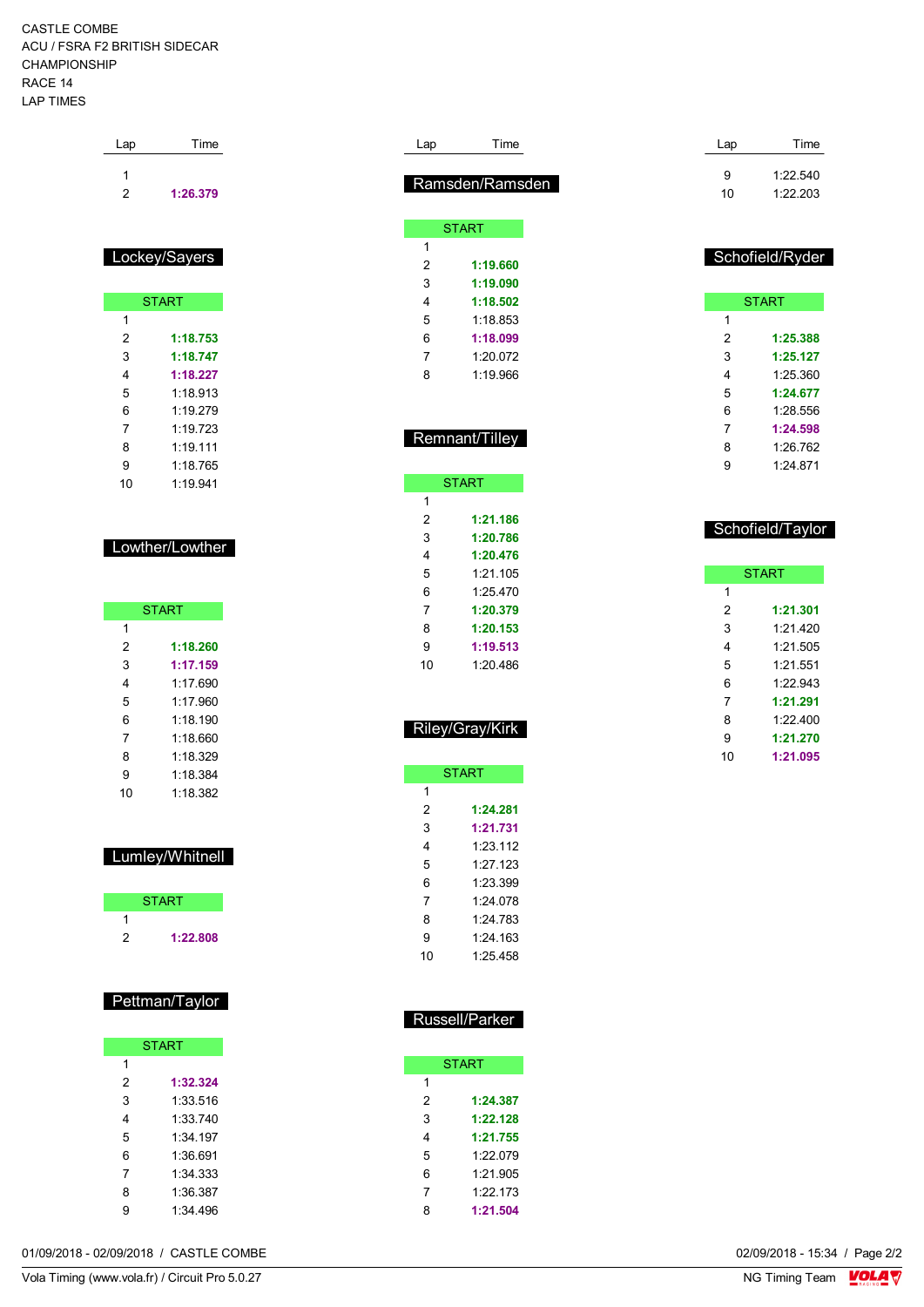CASTLE COMBE
ACU / FSRA F2 BRITISH SIDECAR CHAMPIONSHIP
RACE 14
LAP TIMES

| Lap | Time |
|---|---|
| 1 | |
| 2 | **1:26.379** |

## Lockey/Sayers

| Lap | Time |
|---|---|
| START | |
| 1 | |
| 2 | **1:18.753** |
| 3 | **1:18.747** |
| 4 | **1:18.227** |
| 5 | 1:18.913 |
| 6 | 1:19.279 |
| 7 | 1:19.723 |
| 8 | 1:19.111 |
| 9 | 1:18.765 |
| 10 | 1:19.941 |

## Lowther/Lowther

| Lap | Time |
|---|---|
| START | |
| 1 | |
| 2 | **1:18.260** |
| 3 | **1:17.159** |
| 4 | 1:17.690 |
| 5 | 1:17.960 |
| 6 | 1:18.190 |
| 7 | 1:18.660 |
| 8 | 1:18.329 |
| 9 | 1:18.384 |
| 10 | 1:18.382 |

## Lumley/Whitnell

| Lap | Time |
|---|---|
| START | |
| 1 | |
| 2 | **1:22.808** |

## Pettman/Taylor

| Lap | Time |
|---|---|
| START | |
| 1 | |
| 2 | **1:32.324** |
| 3 | 1:33.516 |
| 4 | 1:33.740 |
| 5 | 1:34.197 |
| 6 | 1:36.691 |
| 7 | 1:34.333 |
| 8 | 1:36.387 |
| 9 | 1:34.496 |

## Ramsden/Ramsden

| Lap | Time |
|---|---|
| START | |
| 1 | |
| 2 | **1:19.660** |
| 3 | **1:19.090** |
| 4 | **1:18.502** |
| 5 | 1:18.853 |
| 6 | **1:18.099** |
| 7 | 1:20.072 |
| 8 | 1:19.966 |

## Remnant/Tilley

| Lap | Time |
|---|---|
| START | |
| 1 | |
| 2 | **1:21.186** |
| 3 | **1:20.786** |
| 4 | **1:20.476** |
| 5 | 1:21.105 |
| 6 | 1:25.470 |
| 7 | **1:20.379** |
| 8 | **1:20.153** |
| 9 | **1:19.513** |
| 10 | 1:20.486 |

## Riley/Gray/Kirk

| Lap | Time |
|---|---|
| START | |
| 1 | |
| 2 | **1:24.281** |
| 3 | **1:21.731** |
| 4 | 1:23.112 |
| 5 | 1:27.123 |
| 6 | 1:23.399 |
| 7 | 1:24.078 |
| 8 | 1:24.783 |
| 9 | 1:24.163 |
| 10 | 1:25.458 |

## Russell/Parker

| Lap | Time |
|---|---|
| START | |
| 1 | |
| 2 | **1:24.387** |
| 3 | **1:22.128** |
| 4 | **1:21.755** |
| 5 | 1:22.079 |
| 6 | 1:21.905 |
| 7 | 1:22.173 |
| 8 | **1:21.504** |

| Lap | Time |
|---|---|
| 9 | 1:22.540 |
| 10 | 1:22.203 |

## Schofield/Ryder

| Lap | Time |
|---|---|
| START | |
| 1 | |
| 2 | **1:25.388** |
| 3 | **1:25.127** |
| 4 | 1:25.360 |
| 5 | **1:24.677** |
| 6 | 1:28.556 |
| 7 | **1:24.598** |
| 8 | 1:26.762 |
| 9 | 1:24.871 |

## Schofield/Taylor

| Lap | Time |
|---|---|
| START | |
| 1 | |
| 2 | **1:21.301** |
| 3 | 1:21.420 |
| 4 | 1:21.505 |
| 5 | 1:21.551 |
| 6 | 1:22.943 |
| 7 | **1:21.291** |
| 8 | 1:22.400 |
| 9 | **1:21.270** |
| 10 | **1:21.095** |

01/09/2018 - 02/09/2018 / CASTLE COMBE
02/09/2018 - 15:34
Vola Timing (www.vola.fr) / Circuit Pro 5.0.27
NG Timing Team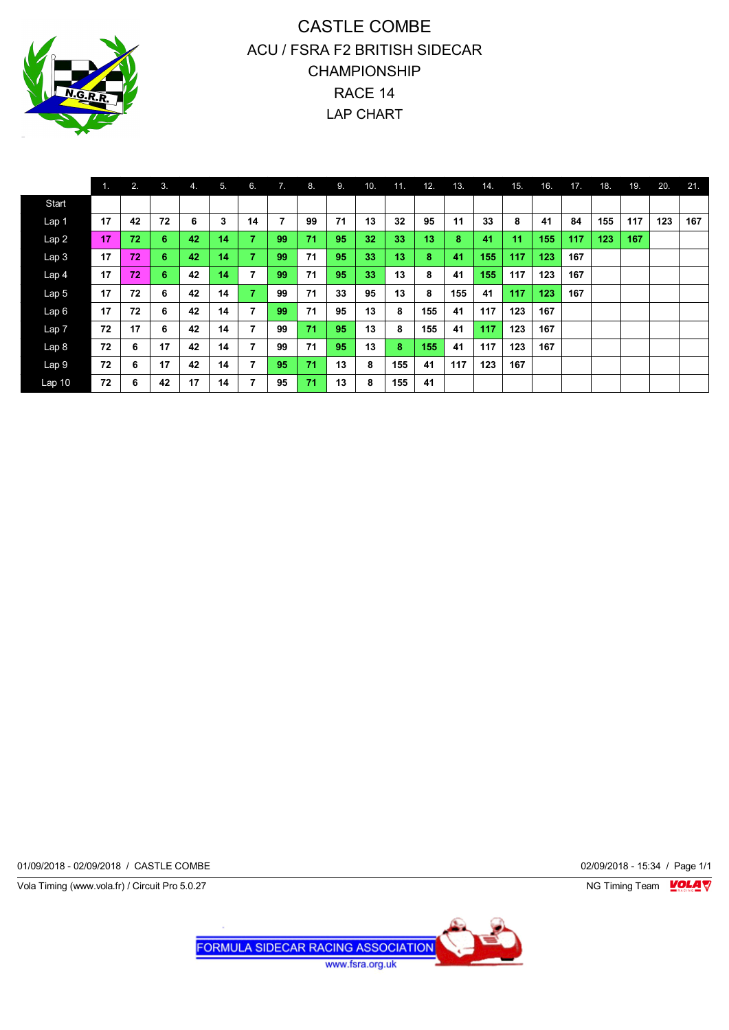# CASTLE COMBE

## ACU / FSRA F2 BRITISH SIDECAR CHAMPIONSHIP

## RACE 14

## LAP CHART

| | 1. | 2. | 3. | 4. | 5. | 6. | 7. | 8. | 9. | 10. | 11. | 12. | 13. | 14. | 15. | 16. | 17. | 18. | 19. | 20. | 21. |
|---|---|---|---|---|---|---|---|---|---|---|---|---|---|---|---|---|---|---|---|---|---|
| Start | | | | | | | | | | | | | | | | | | | | | |
| Lap 1 | 17 | 42 | 72 | 6 | 3 | 14 | 7 | 99 | 71 | 13 | 32 | 95 | 11 | 33 | 8 | 41 | 84 | 155 | 117 | 123 | 167 |
| Lap 2 | 17 | 72 | 6 | 42 | 14 | 7 | 99 | 71 | 95 | 32 | 33 | 13 | 8 | 41 | 11 | 155 | 117 | 123 | 167 | | |
| Lap 3 | 17 | 72 | 6 | 42 | 14 | 7 | 99 | 71 | 95 | 33 | 13 | 8 | 41 | 155 | 117 | 123 | 167 | | | | |
| Lap 4 | 17 | 72 | 6 | 42 | 14 | 7 | 99 | 71 | 95 | 33 | 13 | 8 | 41 | 155 | 117 | 123 | 167 | | | | |
| Lap 5 | 17 | 72 | 6 | 42 | 14 | 7 | 99 | 71 | 33 | 95 | 13 | 8 | 155 | 41 | 117 | 123 | 167 | | | | |
| Lap 6 | 17 | 72 | 6 | 42 | 14 | 7 | 99 | 71 | 95 | 13 | 8 | 155 | 41 | 117 | 123 | 167 | | | | | |
| Lap 7 | 72 | 17 | 6 | 42 | 14 | 7 | 99 | 71 | 95 | 13 | 8 | 155 | 41 | 117 | 123 | 167 | | | | | |
| Lap 8 | 72 | 6 | 17 | 42 | 14 | 7 | 99 | 71 | 95 | 13 | 8 | 155 | 41 | 117 | 123 | 167 | | | | | |
| Lap 9 | 72 | 6 | 17 | 42 | 14 | 7 | 95 | 71 | 13 | 8 | 155 | 41 | 117 | 123 | 167 | | | | | | |
| Lap 10 | 72 | 6 | 42 | 17 | 14 | 7 | 95 | 71 | 13 | 8 | 155 | 41 | | | | | | | | | |

01/09/2018 - 02/09/2018 / CASTLE COMBE

02/09/2018 - 15:34 / Page 1/1

Vola Timing (www.vola.fr) / Circuit Pro 5.0.27

NG Timing Team

FORMULA SIDECAR RACING ASSOCIATION www.fsra.org.uk